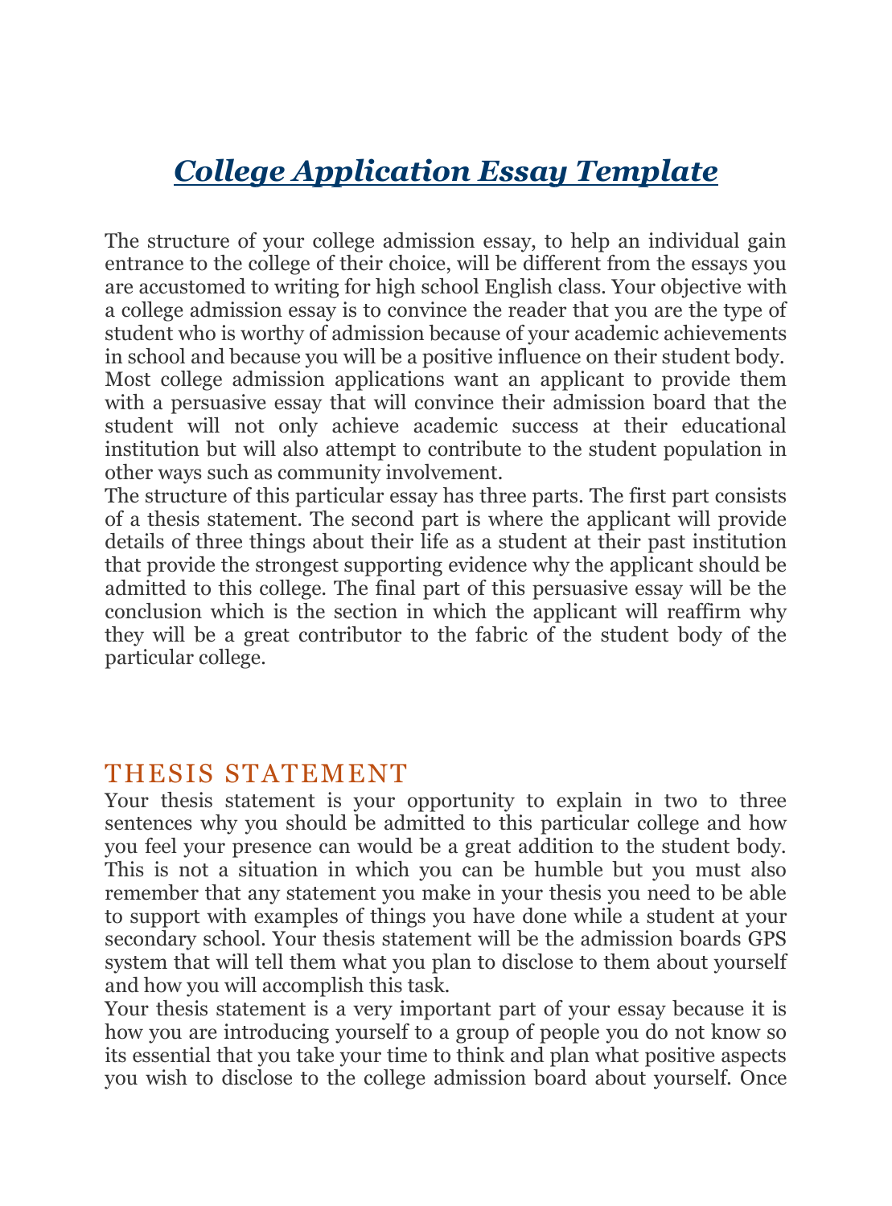# *College Application Essay Template*

The structure of your college admission essay, to help an individual gain entrance to the college of their choice, will be different from the essays you are accustomed to writing for high school English class. Your objective with a college admission essay is to convince the reader that you are the type of student who is worthy of admission because of your academic achievements in school and because you will be a positive influence on their student body. Most college admission applications want an applicant to provide them with a persuasive essay that will convince their admission board that the student will not only achieve academic success at their educational institution but will also attempt to contribute to the student population in other ways such as community involvement.

The structure of this particular essay has three parts. The first part consists of a thesis statement. The second part is where the applicant will provide details of three things about their life as a student at their past institution that provide the strongest supporting evidence why the applicant should be admitted to this college. The final part of this persuasive essay will be the conclusion which is the section in which the applicant will reaffirm why they will be a great contributor to the fabric of the student body of the particular college.

## THESIS STATEMENT

Your thesis statement is your opportunity to explain in two to three sentences why you should be admitted to this particular college and how you feel your presence can would be a great addition to the student body. This is not a situation in which you can be humble but you must also remember that any statement you make in your thesis you need to be able to support with examples of things you have done while a student at your secondary school. Your thesis statement will be the admission boards GPS system that will tell them what you plan to disclose to them about yourself and how you will accomplish this task.

Your thesis statement is a very important part of your essay because it is how you are introducing yourself to a group of people you do not know so its essential that you take your time to think and plan what positive aspects you wish to disclose to the college admission board about yourself. Once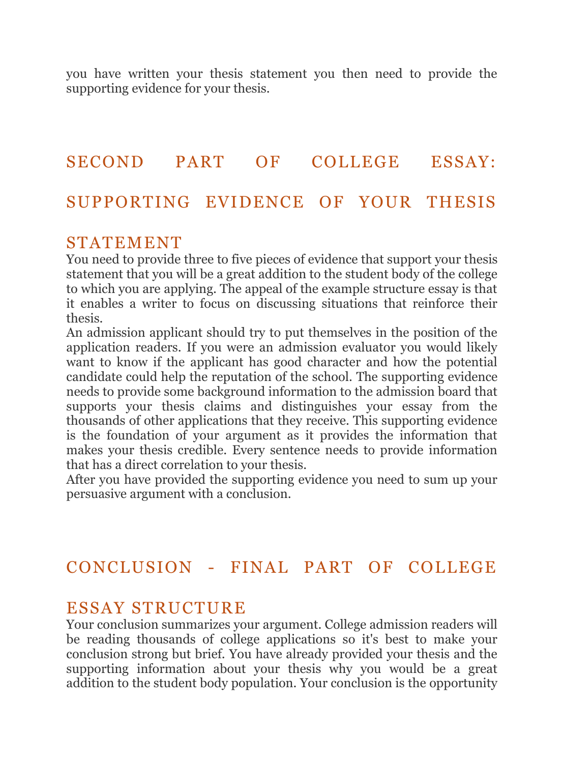you have written your thesis statement you then need to provide the supporting evidence for your thesis.

## SECOND PART OF COLLEGE ESSAY: SUPPORTING EVIDENCE OF YOUR THESIS STATEMENT

You need to provide three to five pieces of evidence that support your thesis statement that you will be a great addition to the student body of the college to which you are applying. The appeal of the example structure essay is that it enables a writer to focus on discussing situations that reinforce their thesis.

An admission applicant should try to put themselves in the position of the application readers. If you were an admission evaluator you would likely want to know if the applicant has good character and how the potential candidate could help the reputation of the school. The supporting evidence needs to provide some background information to the admission board that supports your thesis claims and distinguishes your essay from the thousands of other applications that they receive. This supporting evidence is the foundation of your argument as it provides the information that makes your thesis credible. Every sentence needs to provide information that has a direct correlation to your thesis.

After you have provided the supporting evidence you need to sum up your persuasive argument with a conclusion.

## CONCLUSION - FINAL PART OF COLLEGE ESSAY STRUCTURE

Your conclusion summarizes your argument. College admission readers will be reading thousands of college applications so it's best to make your conclusion strong but brief. You have already provided your thesis and the supporting information about your thesis why you would be a great addition to the student body population. Your conclusion is the opportunity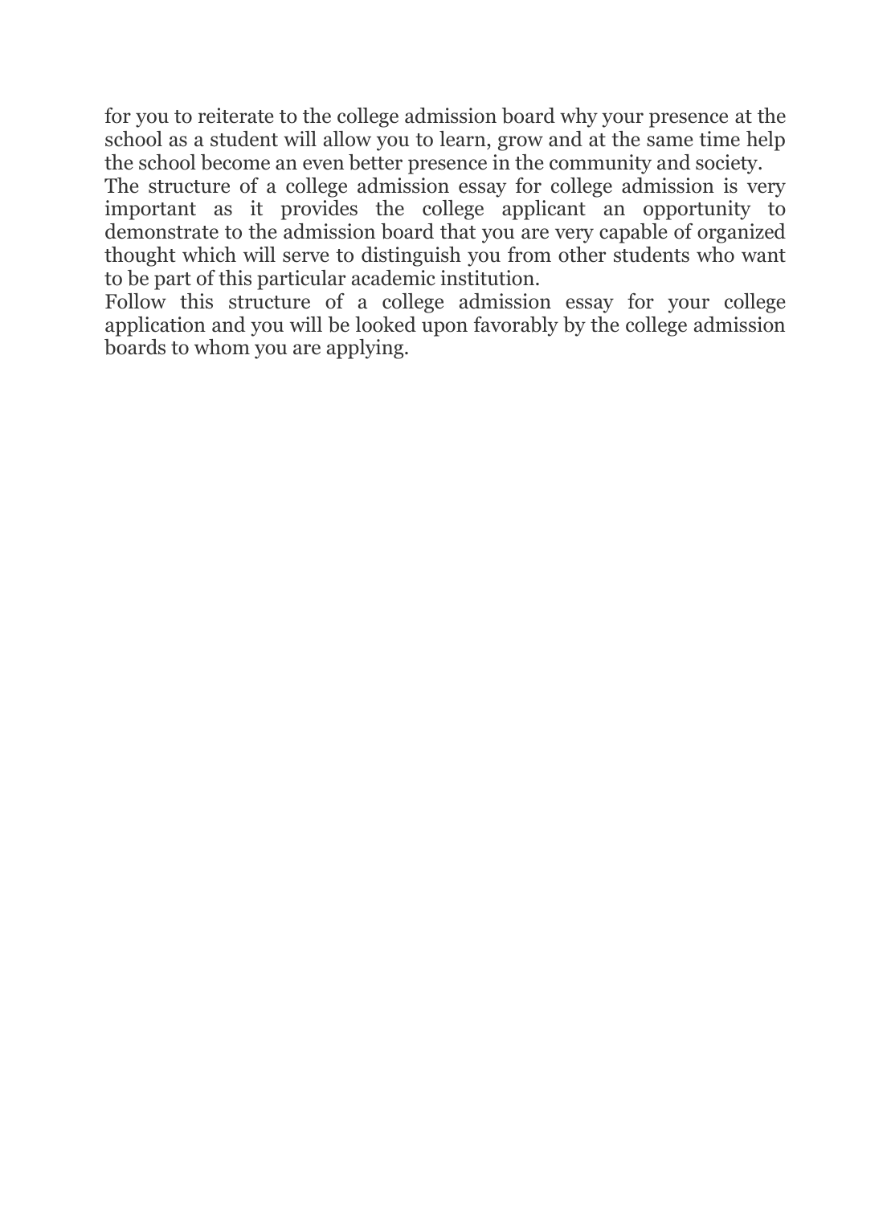for you to reiterate to the college admission board why your presence at the school as a student will allow you to learn, grow and at the same time help the school become an even better presence in the community and society.

The structure of a college admission essay for college admission is very important as it provides the college applicant an opportunity to demonstrate to the admission board that you are very capable of organized thought which will serve to distinguish you from other students who want to be part of this particular academic institution.

Follow this structure of a college admission essay for your college application and you will be looked upon favorably by the college admission boards to whom you are applying.